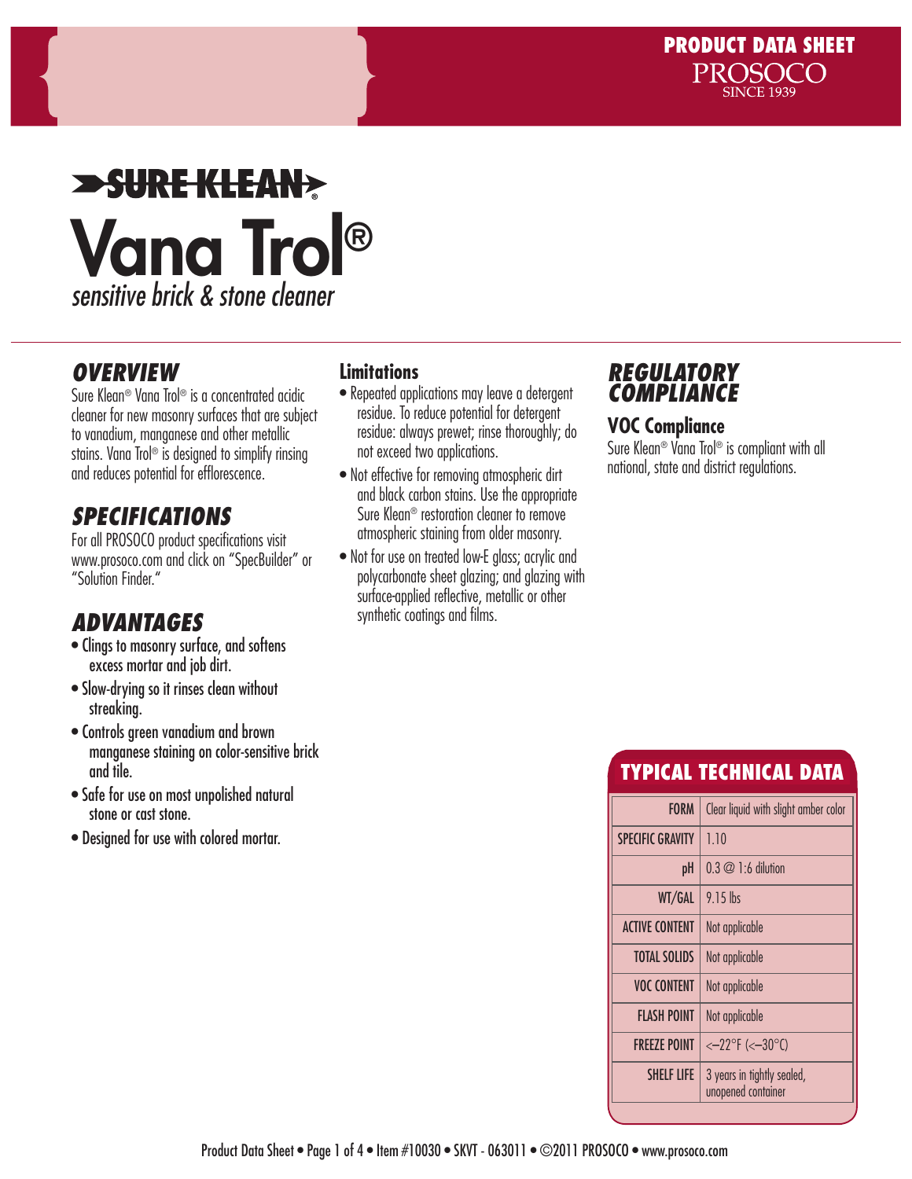PRODUCT DATA SHEET
PROSOCO
SINCE 1939

SURE KLEAN®

# Vana Trol®

*sensitive brick & stone cleaner*

## OVERVIEW

Sure Klean® Vana Trol® is a concentrated acidic cleaner for new masonry surfaces that are subject to vanadium, manganese and other metallic stains. Vana Trol® is designed to simplify rinsing and reduces potential for efflorescence.

## SPECIFICATIONS

For all PROSOCO product specifications visit www.prosoco.com and click on "SpecBuilder" or "Solution Finder."

## ADVANTAGES

- Clings to masonry surface, and softens excess mortar and job dirt.
- Slow-drying so it rinses clean without streaking.
- Controls green vanadium and brown manganese staining on color-sensitive brick and tile.
- Safe for use on most unpolished natural stone or cast stone.
- Designed for use with colored mortar.

### Limitations

- Repeated applications may leave a detergent residue. To reduce potential for detergent residue: always prewet; rinse thoroughly; do not exceed two applications.
- Not effective for removing atmospheric dirt and black carbon stains. Use the appropriate Sure Klean® restoration cleaner to remove atmospheric staining from older masonry.
- Not for use on treated low-E glass; acrylic and polycarbonate sheet glazing; and glazing with surface-applied reflective, metallic or other synthetic coatings and films.

## REGULATORY COMPLIANCE

### VOC Compliance

Sure Klean® Vana Trol® is compliant with all national, state and district regulations.

## TYPICAL TECHNICAL DATA

| | |
|---|---|
| FORM | Clear liquid with slight amber color |
| SPECIFIC GRAVITY | 1.10 |
| pH | 0.3 @ 1:6 dilution |
| WT/GAL | 9.15 lbs |
| ACTIVE CONTENT | Not applicable |
| TOTAL SOLIDS | Not applicable |
| VOC CONTENT | Not applicable |
| FLASH POINT | Not applicable |
| FREEZE POINT | <–22°F (<–30°C) |
| SHELF LIFE | 3 years in tightly sealed, unopened container |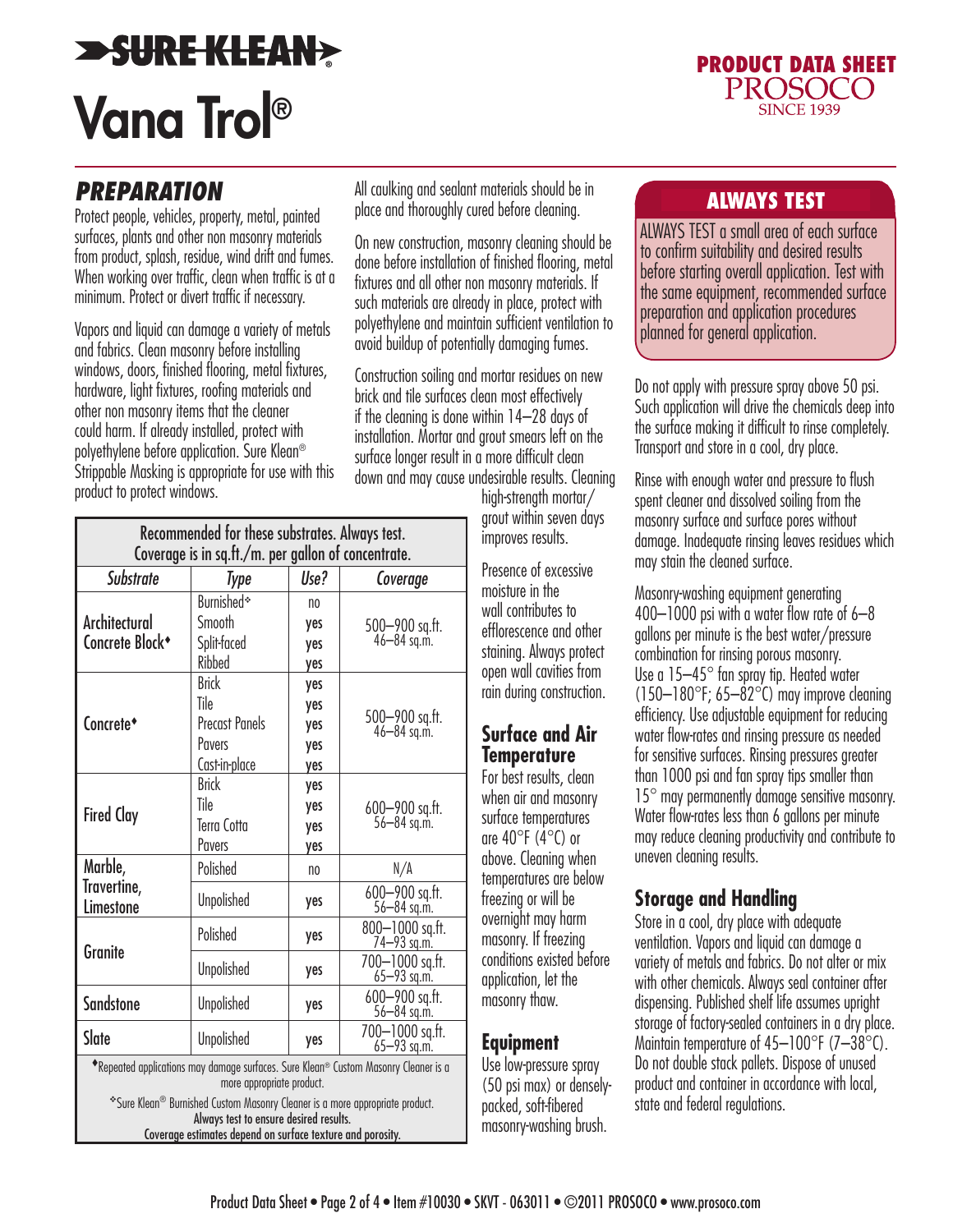# SURE KLEAN®

# Vana Trol®

**PRODUCT DATA SHEET**
PROSOCO
SINCE 1939

## PREPARATION

Protect people, vehicles, property, metal, painted surfaces, plants and other non masonry materials from product, splash, residue, wind drift and fumes. When working over traffic, clean when traffic is at a minimum. Protect or divert traffic if necessary.

Vapors and liquid can damage a variety of metals and fabrics. Clean masonry before installing windows, doors, finished flooring, metal fixtures, hardware, light fixtures, roofing materials and other non masonry items that the cleaner could harm. If already installed, protect with polyethylene before application. Sure Klean® Strippable Masking is appropriate for use with this product to protect windows.

All caulking and sealant materials should be in place and thoroughly cured before cleaning.

On new construction, masonry cleaning should be done before installation of finished flooring, metal fixtures and all other non masonry materials. If such materials are already in place, protect with polyethylene and maintain sufficient ventilation to avoid buildup of potentially damaging fumes.

Construction soiling and mortar residues on new brick and tile surfaces clean most effectively if the cleaning is done within 14–28 days of installation. Mortar and grout smears left on the surface longer result in a more difficult clean down and may cause undesirable results. Cleaning high-strength mortar/grout within seven days improves results.

Presence of excessive moisture in the wall contributes to efflorescence and other staining. Always protect open wall cavities from rain during construction.

| Recommended for these substrates. Always test. Coverage is in sq.ft./m. per gallon of concentrate. | | | |
|---|---|---|---|
| ***Substrate*** | ***Type*** | ***Use?*** | ***Coverage*** |
| Architectural Concrete Block♦ | Burnished❖ | no | 500–900 sq.ft. 46–84 sq.m. |
| | Smooth | yes | |
| | Split-faced | yes | |
| | Ribbed | yes | |
| Concrete♦ | Brick | yes | 500–900 sq.ft. 46–84 sq.m. |
| | Tile | yes | |
| | Precast Panels | yes | |
| | Pavers | yes | |
| | Cast-in-place | yes | |
| Fired Clay | Brick | yes | 600–900 sq.ft. 56–84 sq.m. |
| | Tile | yes | |
| | Terra Cotta | yes | |
| | Pavers | yes | |
| Marble, Travertine, Limestone | Polished | no | N/A |
| | Unpolished | yes | 600–900 sq.ft. 56–84 sq.m. |
| Granite | Polished | yes | 800–1000 sq.ft. 74–93 sq.m. |
| | Unpolished | yes | 700–1000 sq.ft. 65–93 sq.m. |
| Sandstone | Unpolished | yes | 600–900 sq.ft. 56–84 sq.m. |
| Slate | Unpolished | yes | 700–1000 sq.ft. 65–93 sq.m. |

♦Repeated applications may damage surfaces. Sure Klean® Custom Masonry Cleaner is a more appropriate product.

❖Sure Klean® Burnished Custom Masonry Cleaner is a more appropriate product.
Always test to ensure desired results.
Coverage estimates depend on surface texture and porosity.

### Surface and Air Temperature

For best results, clean when air and masonry surface temperatures are 40°F (4°C) or above. Cleaning when temperatures are below freezing or will be overnight may harm masonry. If freezing conditions existed before application, let the masonry thaw.

### Equipment

Use low-pressure spray (50 psi max) or densely-packed, soft-fibered masonry-washing brush.

## ALWAYS TEST

ALWAYS TEST a small area of each surface to confirm suitability and desired results before starting overall application. Test with the same equipment, recommended surface preparation and application procedures planned for general application.

Do not apply with pressure spray above 50 psi. Such application will drive the chemicals deep into the surface making it difficult to rinse completely. Transport and store in a cool, dry place.

Rinse with enough water and pressure to flush spent cleaner and dissolved soiling from the masonry surface and surface pores without damage. Inadequate rinsing leaves residues which may stain the cleaned surface.

Masonry-washing equipment generating 400–1000 psi with a water flow rate of 6–8 gallons per minute is the best water/pressure combination for rinsing porous masonry. Use a 15–45° fan spray tip. Heated water (150–180°F; 65–82°C) may improve cleaning efficiency. Use adjustable equipment for reducing water flow-rates and rinsing pressure as needed for sensitive surfaces. Rinsing pressures greater than 1000 psi and fan spray tips smaller than 15° may permanently damage sensitive masonry. Water flow-rates less than 6 gallons per minute may reduce cleaning productivity and contribute to uneven cleaning results.

### Storage and Handling

Store in a cool, dry place with adequate ventilation. Vapors and liquid can damage a variety of metals and fabrics. Do not alter or mix with other chemicals. Always seal container after dispensing. Published shelf life assumes upright storage of factory-sealed containers in a dry place. Maintain temperature of 45–100°F (7–38°C). Do not double stack pallets. Dispose of unused product and container in accordance with local, state and federal regulations.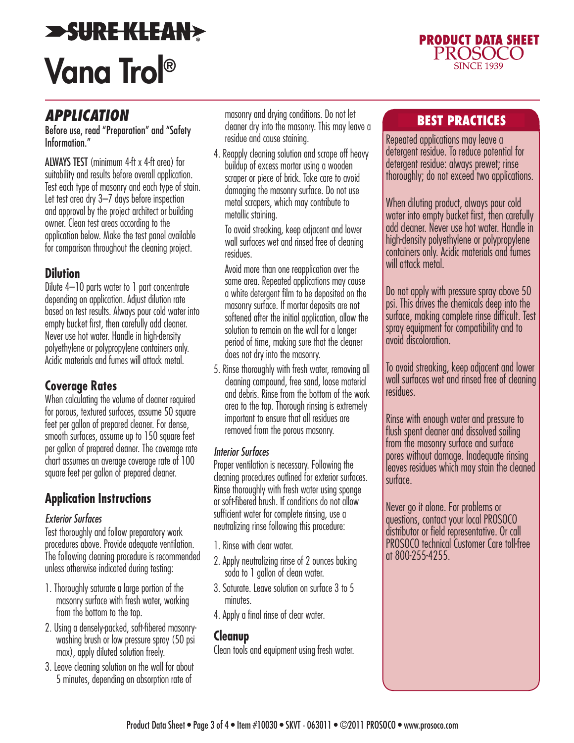# SURE KLEAN®

# Vana Trol®

**PRODUCT DATA SHEET**
PROSOCO
SINCE 1939

## APPLICATION

Before use, read "Preparation" and "Safety Information."

ALWAYS TEST (minimum 4-ft x 4-ft area) for suitability and results before overall application. Test each type of masonry and each type of stain. Let test area dry 3–7 days before inspection and approval by the project architect or building owner. Clean test areas according to the application below. Make the test panel available for comparison throughout the cleaning project.

### Dilution

Dilute 4–10 parts water to 1 part concentrate depending on application. Adjust dilution rate based on test results. Always pour cold water into empty bucket first, then carefully add cleaner. Never use hot water. Handle in high-density polyethylene or polypropylene containers only. Acidic materials and fumes will attack metal.

### Coverage Rates

When calculating the volume of cleaner required for porous, textured surfaces, assume 50 square feet per gallon of prepared cleaner. For dense, smooth surfaces, assume up to 150 square feet per gallon of prepared cleaner. The coverage rate chart assumes an average coverage rate of 100 square feet per gallon of prepared cleaner.

### Application Instructions

*Exterior Surfaces*

Test thoroughly and follow preparatory work procedures above. Provide adequate ventilation. The following cleaning procedure is recommended unless otherwise indicated during testing:

1. Thoroughly saturate a large portion of the masonry surface with fresh water, working from the bottom to the top.
2. Using a densely-packed, soft-fibered masonry-washing brush or low pressure spray (50 psi max), apply diluted solution freely.
3. Leave cleaning solution on the wall for about 5 minutes, depending on absorption rate of masonry and drying conditions. Do not let cleaner dry into the masonry. This may leave a residue and cause staining.
4. Reapply cleaning solution and scrape off heavy buildup of excess mortar using a wooden scraper or piece of brick. Take care to avoid damaging the masonry surface. Do not use metal scrapers, which may contribute to metallic staining.

   To avoid streaking, keep adjacent and lower wall surfaces wet and rinsed free of cleaning residues.

   Avoid more than one reapplication over the same area. Repeated applications may cause a white detergent film to be deposited on the masonry surface. If mortar deposits are not softened after the initial application, allow the solution to remain on the wall for a longer period of time, making sure that the cleaner does not dry into the masonry.
5. Rinse thoroughly with fresh water, removing all cleaning compound, free sand, loose material and debris. Rinse from the bottom of the work area to the top. Thorough rinsing is extremely important to ensure that all residues are removed from the porous masonry.

*Interior Surfaces*

Proper ventilation is necessary. Following the cleaning procedures outlined for exterior surfaces. Rinse thoroughly with fresh water using sponge or soft-fibered brush. If conditions do not allow sufficient water for complete rinsing, use a neutralizing rinse following this procedure:

1. Rinse with clear water.
2. Apply neutralizing rinse of 2 ounces baking soda to 1 gallon of clean water.
3. Saturate. Leave solution on surface 3 to 5 minutes.
4. Apply a final rinse of clear water.

### Cleanup

Clean tools and equipment using fresh water.

## BEST PRACTICES

Repeated applications may leave a detergent residue. To reduce potential for detergent residue: always prewet; rinse thoroughly; do not exceed two applications.

When diluting product, always pour cold water into empty bucket first, then carefully add cleaner. Never use hot water. Handle in high-density polyethylene or polypropylene containers only. Acidic materials and fumes will attack metal.

Do not apply with pressure spray above 50 psi. This drives the chemicals deep into the surface, making complete rinse difficult. Test spray equipment for compatibility and to avoid discoloration.

To avoid streaking, keep adjacent and lower wall surfaces wet and rinsed free of cleaning residues.

Rinse with enough water and pressure to flush spent cleaner and dissolved soiling from the masonry surface and surface pores without damage. Inadequate rinsing leaves residues which may stain the cleaned surface.

Never go it alone. For problems or questions, contact your local PROSOCO distributor or field representative. Or call PROSOCO technical Customer Care toll-free at 800-255-4255.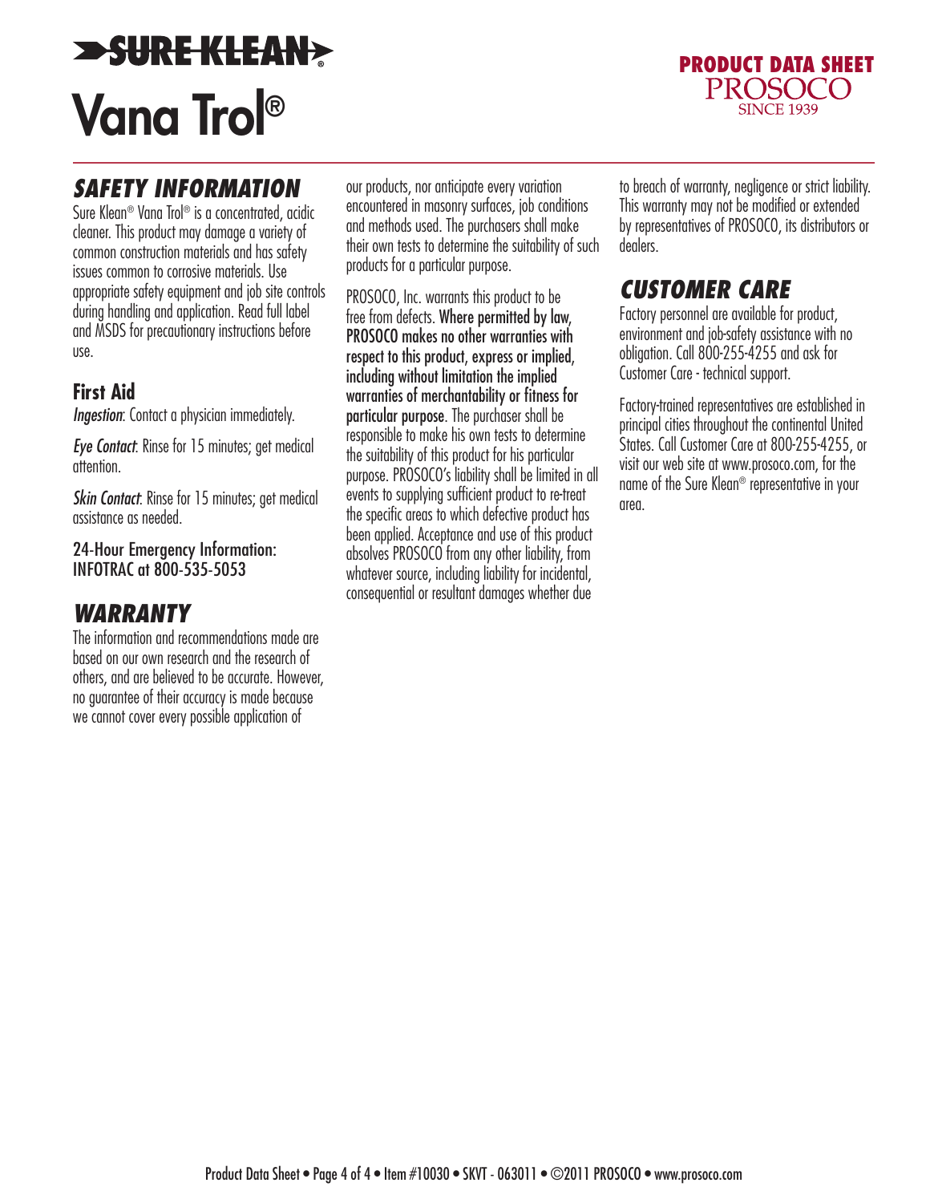# SURE KLEAN® Vana Trol®

PRODUCT DATA SHEET
PROSOCO
SINCE 1939

## SAFETY INFORMATION

Sure Klean® Vana Trol® is a concentrated, acidic cleaner. This product may damage a variety of common construction materials and has safety issues common to corrosive materials. Use appropriate safety equipment and job site controls during handling and application. Read full label and MSDS for precautionary instructions before use.

### First Aid

*Ingestion*: Contact a physician immediately.

*Eye Contact*: Rinse for 15 minutes; get medical attention.

*Skin Contact*: Rinse for 15 minutes; get medical assistance as needed.

24-Hour Emergency Information:
INFOTRAC at 800-535-5053

## WARRANTY

The information and recommendations made are based on our own research and the research of others, and are believed to be accurate. However, no guarantee of their accuracy is made because we cannot cover every possible application of our products, nor anticipate every variation encountered in masonry surfaces, job conditions and methods used. The purchasers shall make their own tests to determine the suitability of such products for a particular purpose.

PROSOCO, Inc. warrants this product to be free from defects. **Where permitted by law, PROSOCO makes no other warranties with respect to this product, express or implied, including without limitation the implied warranties of merchantability or fitness for particular purpose**. The purchaser shall be responsible to make his own tests to determine the suitability of this product for his particular purpose. PROSOCO's liability shall be limited in all events to supplying sufficient product to re-treat the specific areas to which defective product has been applied. Acceptance and use of this product absolves PROSOCO from any other liability, from whatever source, including liability for incidental, consequential or resultant damages whether due to breach of warranty, negligence or strict liability. This warranty may not be modified or extended by representatives of PROSOCO, its distributors or dealers.

## CUSTOMER CARE

Factory personnel are available for product, environment and job-safety assistance with no obligation. Call 800-255-4255 and ask for Customer Care - technical support.

Factory-trained representatives are established in principal cities throughout the continental United States. Call Customer Care at 800-255-4255, or visit our web site at www.prosoco.com, for the name of the Sure Klean® representative in your area.

Product Data Sheet • Page 4 of 4 • Item #10030 • SKVT - 063011 • ©2011 PROSOCO • www.prosoco.com